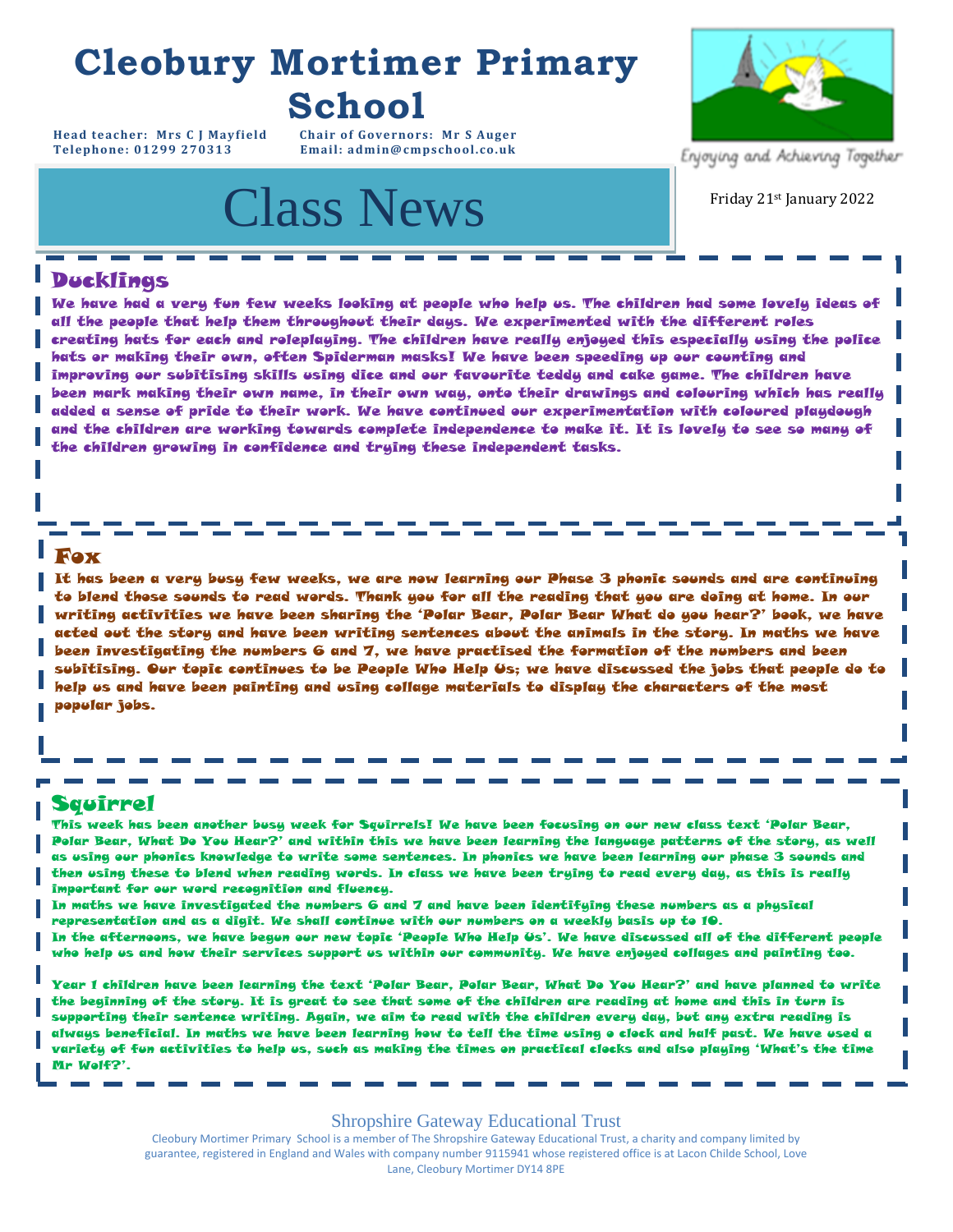# Cleobury Mortimer Primary School

**Head teacher: Mrs C J Mayfield** **Chair of Governors: Mr S Auger**
**Telephone: 01299 270313** **Email: admin@cmpschool.co.uk**

Enjoying and Achieving Together

# Class News

Friday 21st January 2022

## Ducklings

We have had a very fun few weeks looking at people who help us. The children had some lovely ideas of all the people that help them throughout their days. We experimented with the different roles creating hats for each and roleplaying. The children have really enjoyed this especially using the police hats or making their own, often Spiderman masks! We have been speeding up our counting and improving our subitising skills using dice and our favourite teddy and cake game. The children have been mark making their own name, in their own way, onto their drawings and colouring which has really added a sense of pride to their work. We have continued our experimentation with coloured playdough and the children are working towards complete independence to make it. It is lovely to see so many of the children growing in confidence and trying these independent tasks.

## Fox

It has been a very busy few weeks, we are now learning our Phase 3 phonic sounds and are continuing to blend those sounds to read words. Thank you for all the reading that you are doing at home. In our writing activities we have been sharing the 'Polar Bear, Polar Bear What do you hear?' book, we have acted out the story and have been writing sentences about the animals in the story. In maths we have been investigating the numbers 6 and 7, we have practised the formation of the numbers and been subitising. Our topic continues to be People Who Help Us; we have discussed the jobs that people do to help us and have been painting and using collage materials to display the characters of the most popular jobs.

## Squirrel

This week has been another busy week for Squirrels! We have been focusing on our new class text 'Polar Bear, Polar Bear, What Do You Hear?' and within this we have been learning the language patterns of the story, as well as using our phonics knowledge to write some sentences. In phonics we have been learning our phase 3 sounds and then using these to blend when reading words. In class we have been trying to read every day, as this is really important for our word recognition and fluency.

In maths we have investigated the numbers 6 and 7 and have been identifying these numbers as a physical representation and as a digit. We shall continue with our numbers on a weekly basis up to 10.

In the afternoons, we have begun our new topic 'People Who Help Us'. We have discussed all of the different people who help us and how their services support us within our community. We have enjoyed collages and painting too.

Year 1 children have been learning the text 'Polar Bear, Polar Bear, What Do You Hear?' and have planned to write the beginning of the story. It is great to see that some of the children are reading at home and this in turn is supporting their sentence writing. Again, we aim to read with the children every day, but any extra reading is always beneficial. In maths we have been learning how to tell the time using a clock and half past. We have used a variety of fun activities to help us, such as making the times on practical clocks and also playing 'What's the time Mr Wolf?'.

Shropshire Gateway Educational Trust

Cleobury Mortimer Primary School is a member of The Shropshire Gateway Educational Trust, a charity and company limited by guarantee, registered in England and Wales with company number 9115941 whose registered office is at Lacon Childe School, Love Lane, Cleobury Mortimer DY14 8PE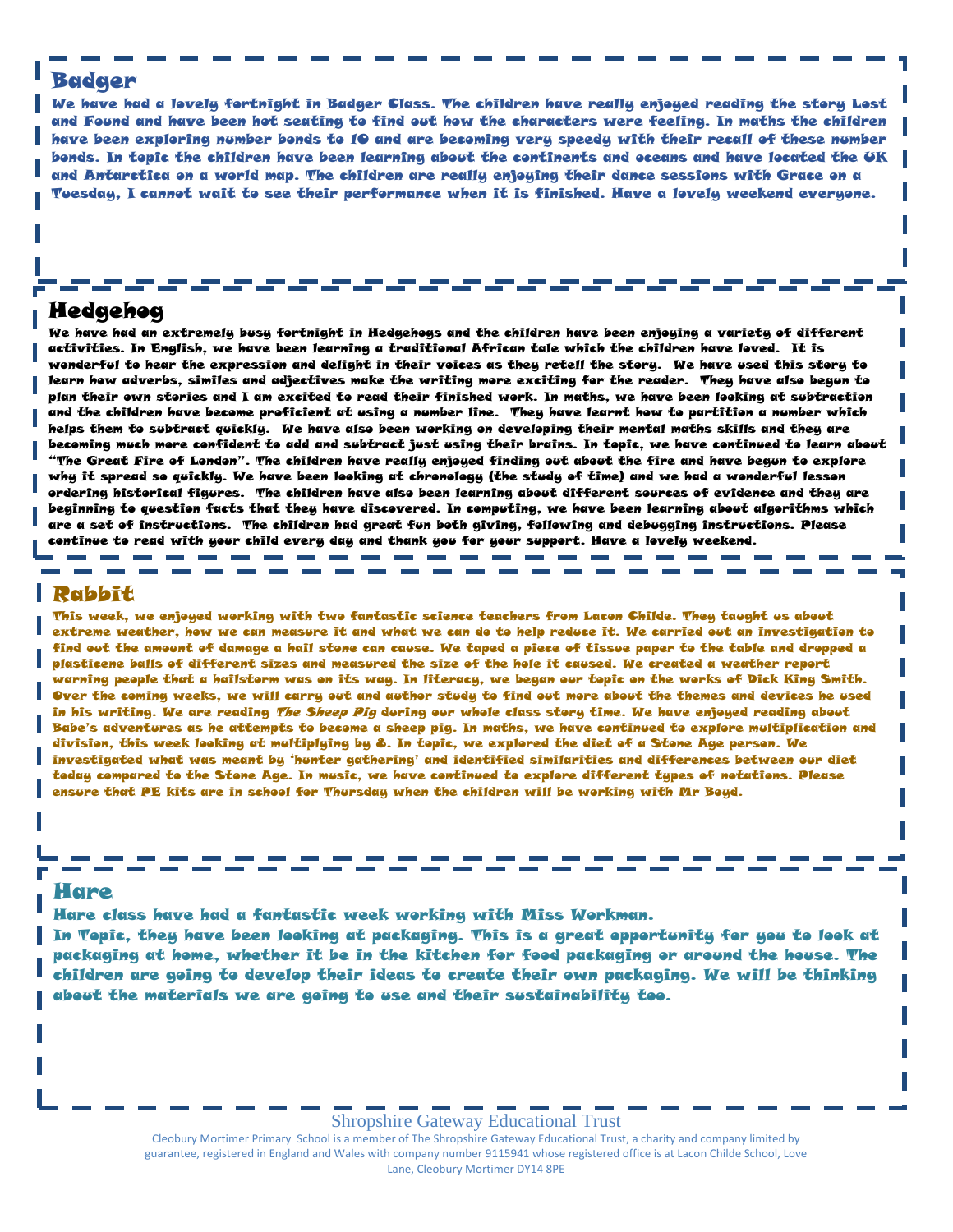## Badger

We have had a lovely fortnight in Badger Class. The children have really enjoyed reading the story Lost and Found and have been hot seating to find out how the characters were feeling. In maths the children have been exploring number bonds to 10 and are becoming very speedy with their recall of these number bonds. In topic the children have been learning about the continents and oceans and have located the UK and Antarctica on a world map. The children are really enjoying their dance sessions with Grace on a Tuesday, I cannot wait to see their performance when it is finished. Have a lovely weekend everyone.

## Hedgehog

We have had an extremely busy fortnight in Hedgehogs and the children have been enjoying a variety of different activities. In English, we have been learning a traditional African tale which the children have loved. It is wonderful to hear the expression and delight in their voices as they retell the story. We have used this story to learn how adverbs, similes and adjectives make the writing more exciting for the reader. They have also begun to plan their own stories and I am excited to read their finished work. In maths, we have been looking at subtraction and the children have become proficient at using a number line. They have learnt how to partition a number which helps them to subtract quickly. We have also been working on developing their mental maths skills and they are becoming much more confident to add and subtract just using their brains. In topic, we have continued to learn about "The Great Fire of London". The children have really enjoyed finding out about the fire and have begun to explore why it spread so quickly. We have been looking at chronology (the study of time) and we had a wonderful lesson ordering historical figures. The children have also been learning about different sources of evidence and they are beginning to question facts that they have discovered. In computing, we have been learning about algorithms which are a set of instructions. The children had great fun both giving, following and debugging instructions. Please continue to read with your child every day and thank you for your support. Have a lovely weekend.

## Rabbit

This week, we enjoyed working with two fantastic science teachers from Lacon Childe. They taught us about extreme weather, how we can measure it and what we can do to help reduce it. We carried out an investigation to find out the amount of damage a hail stone can cause. We taped a piece of tissue paper to the table and dropped a plasticene balls of different sizes and measured the size of the hole it caused. We created a weather report warning people that a hailstorm was on its way. In literacy, we began our topic on the works of Dick King Smith. Over the coming weeks, we will carry out and author study to find out more about the themes and devices he used in his writing. We are reading *The Sheep Pig* during our whole class story time. We have enjoyed reading about Babe's adventures as he attempts to become a sheep pig. In maths, we have continued to explore multiplication and division, this week looking at multiplying by 8. In topic, we explored the diet of a Stone Age person. We investigated what was meant by 'hunter gathering' and identified similarities and differences between our diet today compared to the Stone Age. In music, we have continued to explore different types of notations. Please ensure that PE kits are in school for Thursday when the children will be working with Mr Boyd.

## Hare

Hare class have had a fantastic week working with Miss Workman.

In Topic, they have been looking at packaging. This is a great opportunity for you to look at packaging at home, whether it be in the kitchen for food packaging or around the house. The children are going to develop their ideas to create their own packaging. We will be thinking about the materials we are going to use and their sustainability too.

Shropshire Gateway Educational Trust

Cleobury Mortimer Primary School is a member of The Shropshire Gateway Educational Trust, a charity and company limited by guarantee, registered in England and Wales with company number 9115941 whose registered office is at Lacon Childe School, Love Lane, Cleobury Mortimer DY14 8PE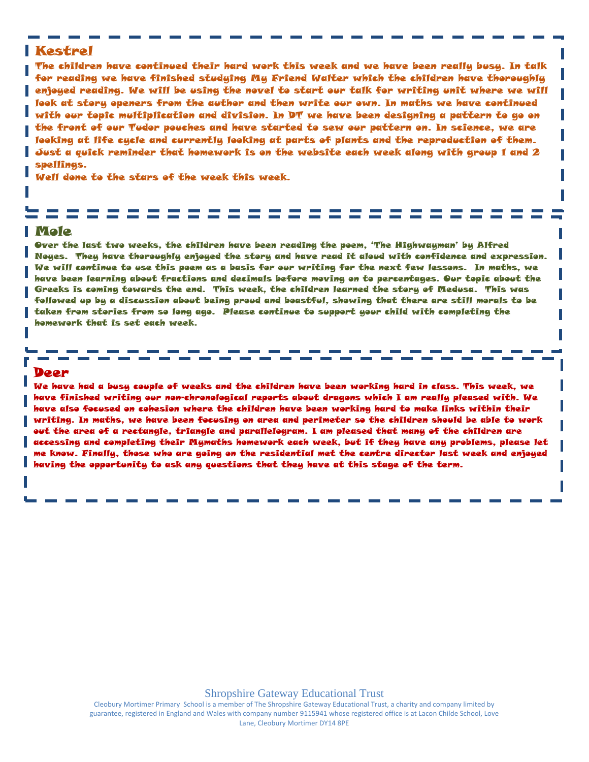## Kestrel

The children have continued their hard work this week and we have been really busy. In talk for reading we have finished studying My Friend Walter which the children have thoroughly enjoyed reading. We will be using the novel to start our talk for writing unit where we will look at story openers from the author and then write our own. In maths we have continued with our topic multiplication and division. In DT we have been designing a pattern to go on the front of our Tudor pouches and have started to sew our pattern on. In science, we are looking at life cycle and currently looking at parts of plants and the reproduction of them. Just a quick reminder that homework is on the website each week along with group 1 and 2 spellings.

Well done to the stars of the week this week.

## Mole

Over the last two weeks, the children have been reading the poem, 'The Highwayman' by Alfred Noyes. They have thoroughly enjoyed the story and have read it aloud with confidence and expression. We will continue to use this poem as a basis for our writing for the next few lessons. In maths, we have been learning about fractions and decimals before moving on to percentages. Our topic about the Greeks is coming towards the end. This week, the children learned the story of Medusa. This was followed up by a discussion about being proud and boastful, showing that there are still morals to be taken from stories from so long ago. Please continue to support your child with completing the homework that is set each week.

## Deer

We have had a busy couple of weeks and the children have been working hard in class. This week, we have finished writing our non-chronological reports about dragons which I am really pleased with. We have also focused on cohesion where the children have been working hard to make links within their writing. In maths, we have been focusing on area and perimeter so the children should be able to work out the area of a rectangle, triangle and parallelogram. I am pleased that many of the children are accessing and completing their Mymaths homework each week, but if they have any problems, please let me know. Finally, those who are going on the residential met the centre director last week and enjoyed having the opportunity to ask any questions that they have at this stage of the term.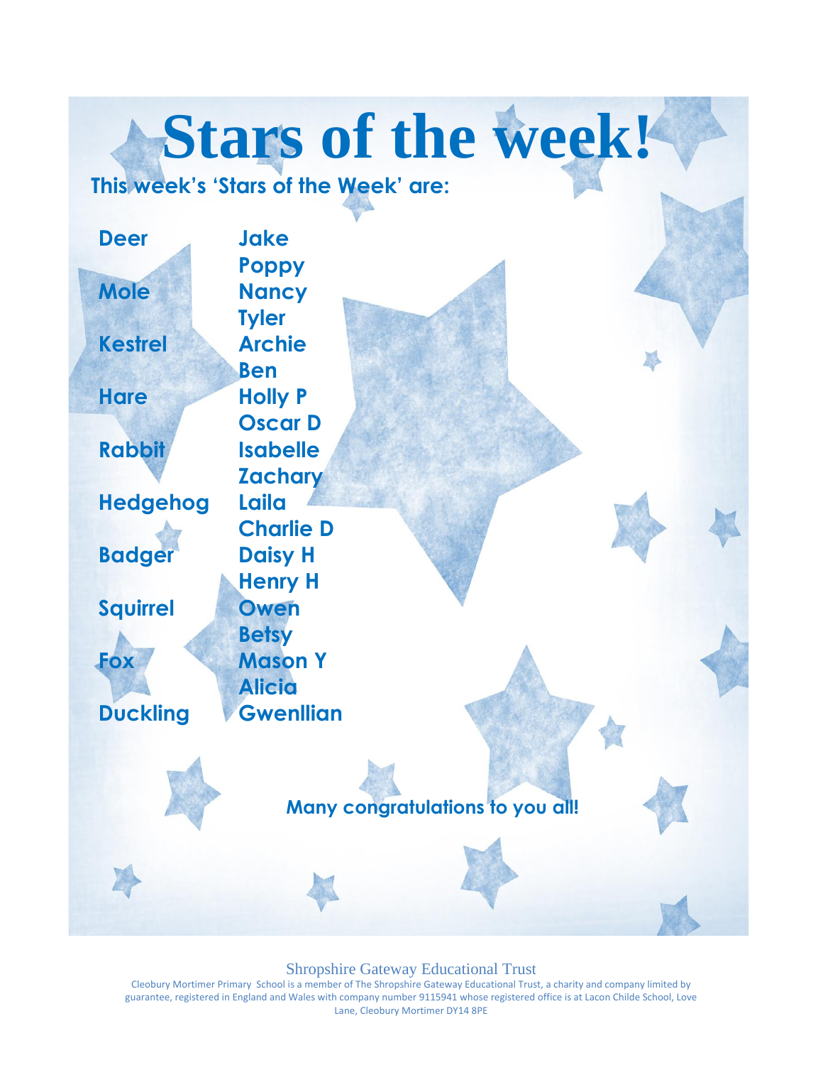# Stars of the week!

**This week's 'Stars of the Week' are:**

| | |
|---|---|
| **Deer** | **Jake** |
| | **Poppy** |
| **Mole** | **Nancy** |
| | **Tyler** |
| **Kestrel** | **Archie** |
| | **Ben** |
| **Hare** | **Holly P** |
| | **Oscar D** |
| **Rabbit** | **Isabelle** |
| | **Zachary** |
| **Hedgehog** | **Laila** |
| | **Charlie D** |
| **Badger** | **Daisy H** |
| | **Henry H** |
| **Squirrel** | **Owen** |
| | **Betsy** |
| **Fox** | **Mason Y** |
| | **Alicia** |
| **Duckling** | **Gwenllian** |

**Many congratulations to you all!**

Shropshire Gateway Educational Trust

Cleobury Mortimer Primary School is a member of The Shropshire Gateway Educational Trust, a charity and company limited by guarantee, registered in England and Wales with company number 9115941 whose registered office is at Lacon Childe School, Love Lane, Cleobury Mortimer DY14 8PE